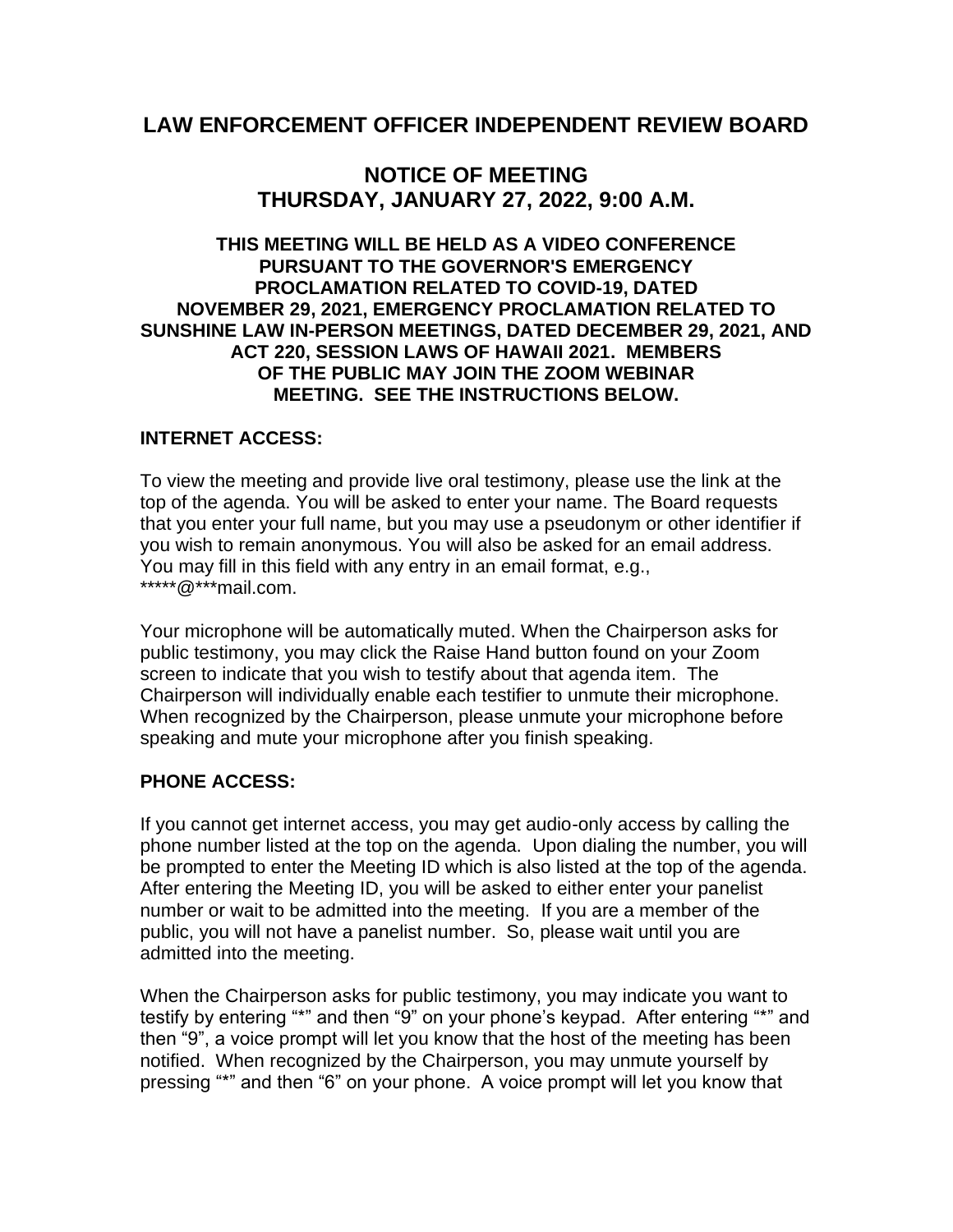# LAW ENFORCEMENT OFFICER INDEPENDENT REVIEW BOARD

## NOTICE OF MEETING
## THURSDAY, JANUARY 27, 2022, 9:00 A.M.

**THIS MEETING WILL BE HELD AS A VIDEO CONFERENCE PURSUANT TO THE GOVERNOR'S EMERGENCY PROCLAMATION RELATED TO COVID-19, DATED NOVEMBER 29, 2021, EMERGENCY PROCLAMATION RELATED TO SUNSHINE LAW IN-PERSON MEETINGS, DATED DECEMBER 29, 2021, AND ACT 220, SESSION LAWS OF HAWAII 2021. MEMBERS OF THE PUBLIC MAY JOIN THE ZOOM WEBINAR MEETING. SEE THE INSTRUCTIONS BELOW.**

### INTERNET ACCESS:

To view the meeting and provide live oral testimony, please use the link at the top of the agenda. You will be asked to enter your name. The Board requests that you enter your full name, but you may use a pseudonym or other identifier if you wish to remain anonymous. You will also be asked for an email address. You may fill in this field with any entry in an email format, e.g., *****@***mail.com.

Your microphone will be automatically muted. When the Chairperson asks for public testimony, you may click the Raise Hand button found on your Zoom screen to indicate that you wish to testify about that agenda item. The Chairperson will individually enable each testifier to unmute their microphone. When recognized by the Chairperson, please unmute your microphone before speaking and mute your microphone after you finish speaking.

### PHONE ACCESS:

If you cannot get internet access, you may get audio-only access by calling the phone number listed at the top on the agenda. Upon dialing the number, you will be prompted to enter the Meeting ID which is also listed at the top of the agenda. After entering the Meeting ID, you will be asked to either enter your panelist number or wait to be admitted into the meeting. If you are a member of the public, you will not have a panelist number. So, please wait until you are admitted into the meeting.

When the Chairperson asks for public testimony, you may indicate you want to testify by entering "*" and then "9" on your phone's keypad. After entering "*" and then "9", a voice prompt will let you know that the host of the meeting has been notified. When recognized by the Chairperson, you may unmute yourself by pressing "*" and then "6" on your phone. A voice prompt will let you know that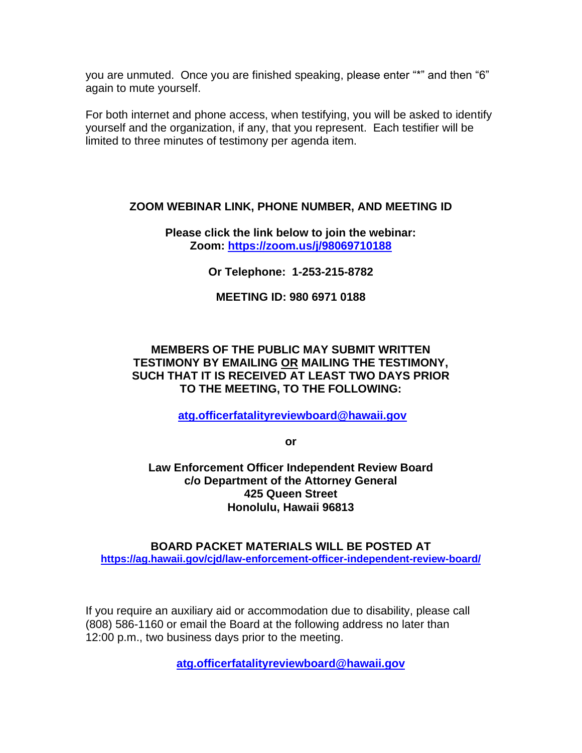you are unmuted. Once you are finished speaking, please enter "*" and then "6" again to mute yourself.

For both internet and phone access, when testifying, you will be asked to identify yourself and the organization, if any, that you represent. Each testifier will be limited to three minutes of testimony per agenda item.

**ZOOM WEBINAR LINK, PHONE NUMBER, AND MEETING ID**

**Please click the link below to join the webinar:**
**Zoom: [https://zoom.us/j/98069710188](https://zoom.us/j/98069710188)**

**Or Telephone: 1-253-215-8782**

**MEETING ID: 980 6971 0188**

**MEMBERS OF THE PUBLIC MAY SUBMIT WRITTEN TESTIMONY BY EMAILING <u>OR</u> MAILING THE TESTIMONY, SUCH THAT IT IS RECEIVED AT LEAST TWO DAYS PRIOR TO THE MEETING, TO THE FOLLOWING:**

**[atg.officerfatalityreviewboard@hawaii.gov](mailto:atg.officerfatalityreviewboard@hawaii.gov)**

**or**

**Law Enforcement Officer Independent Review Board**
**c/o Department of the Attorney General**
**425 Queen Street**
**Honolulu, Hawaii 96813**

**BOARD PACKET MATERIALS WILL BE POSTED AT**
**[https://ag.hawaii.gov/cjd/law-enforcement-officer-independent-review-board/](https://ag.hawaii.gov/cjd/law-enforcement-officer-independent-review-board/)**

If you require an auxiliary aid or accommodation due to disability, please call (808) 586-1160 or email the Board at the following address no later than 12:00 p.m., two business days prior to the meeting.

**[atg.officerfatalityreviewboard@hawaii.gov](mailto:atg.officerfatalityreviewboard@hawaii.gov)**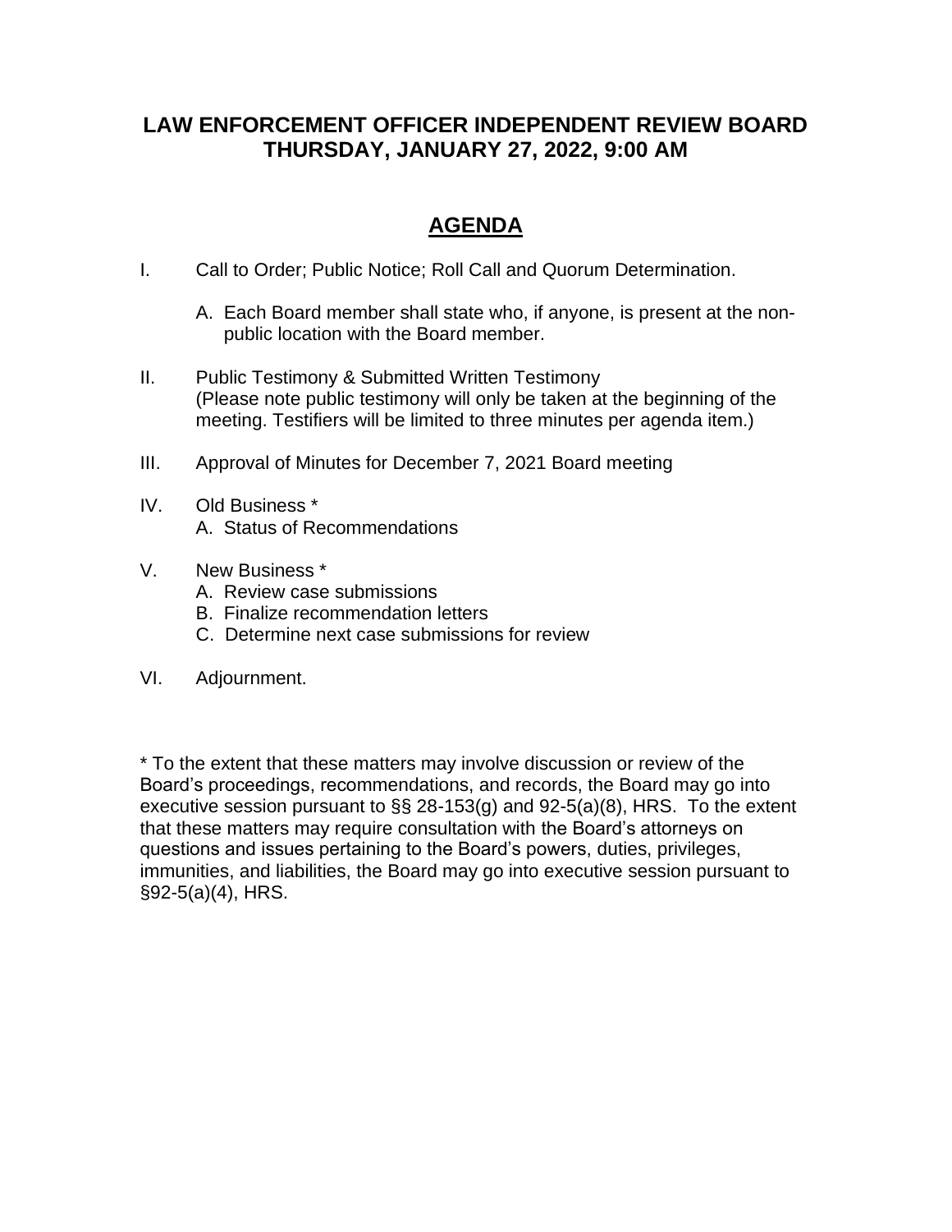# LAW ENFORCEMENT OFFICER INDEPENDENT REVIEW BOARD
# THURSDAY, JANUARY 27, 2022, 9:00 AM

## AGENDA

I. Call to Order; Public Notice; Roll Call and Quorum Determination.

   A. Each Board member shall state who, if anyone, is present at the non-public location with the Board member.

II. Public Testimony & Submitted Written Testimony
(Please note public testimony will only be taken at the beginning of the meeting. Testifiers will be limited to three minutes per agenda item.)

III. Approval of Minutes for December 7, 2021 Board meeting

IV. Old Business *
   A. Status of Recommendations

V. New Business *
   A. Review case submissions
   B. Finalize recommendation letters
   C. Determine next case submissions for review

VI. Adjournment.

* To the extent that these matters may involve discussion or review of the Board's proceedings, recommendations, and records, the Board may go into executive session pursuant to §§ 28-153(g) and 92-5(a)(8), HRS. To the extent that these matters may require consultation with the Board's attorneys on questions and issues pertaining to the Board's powers, duties, privileges, immunities, and liabilities, the Board may go into executive session pursuant to §92-5(a)(4), HRS.